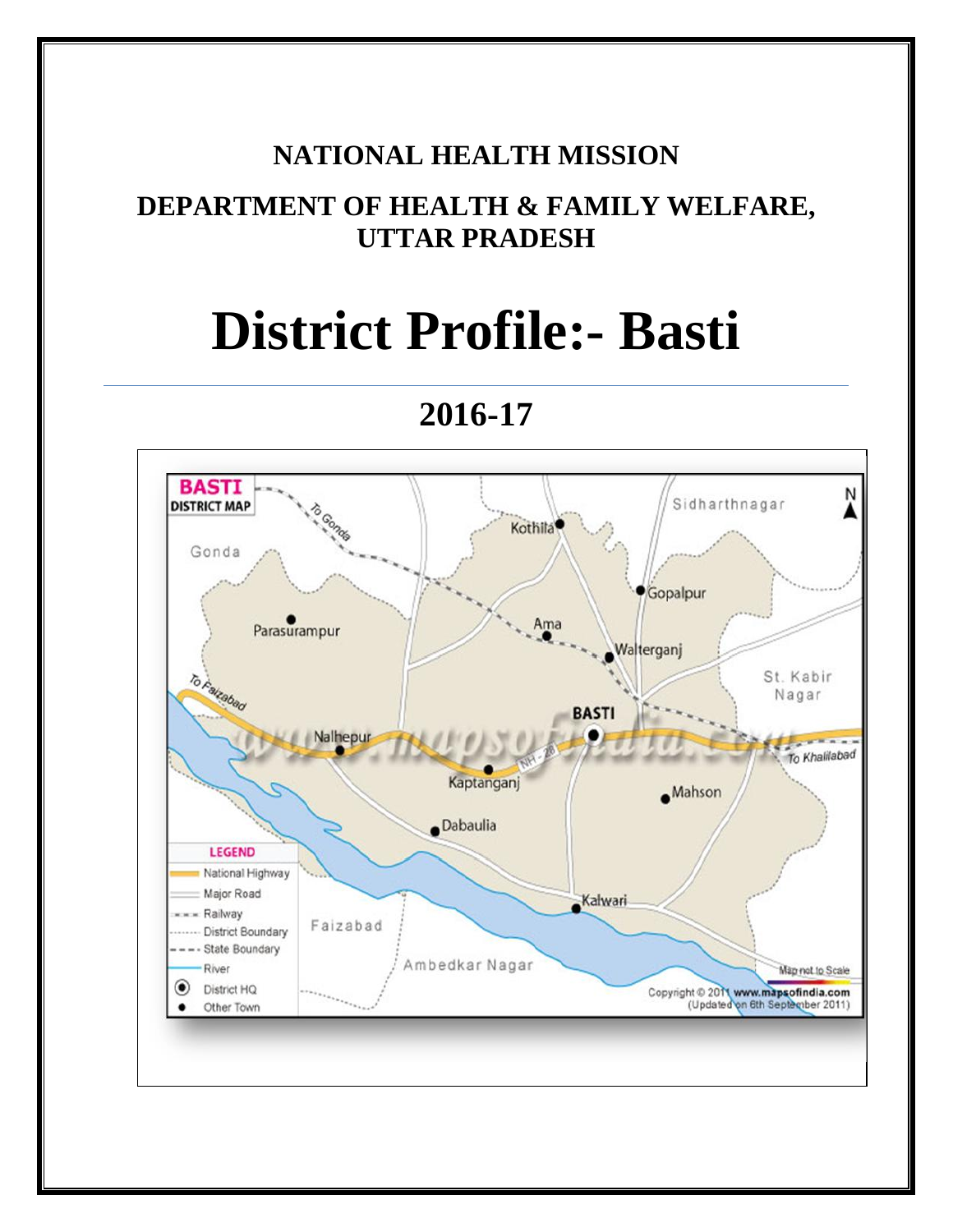**NATIONAL HEALTH MISSION**

**DEPARTMENT OF HEALTH & FAMILY WELFARE, UTTAR PRADESH**

# District Profile:- Basti

## 2016-17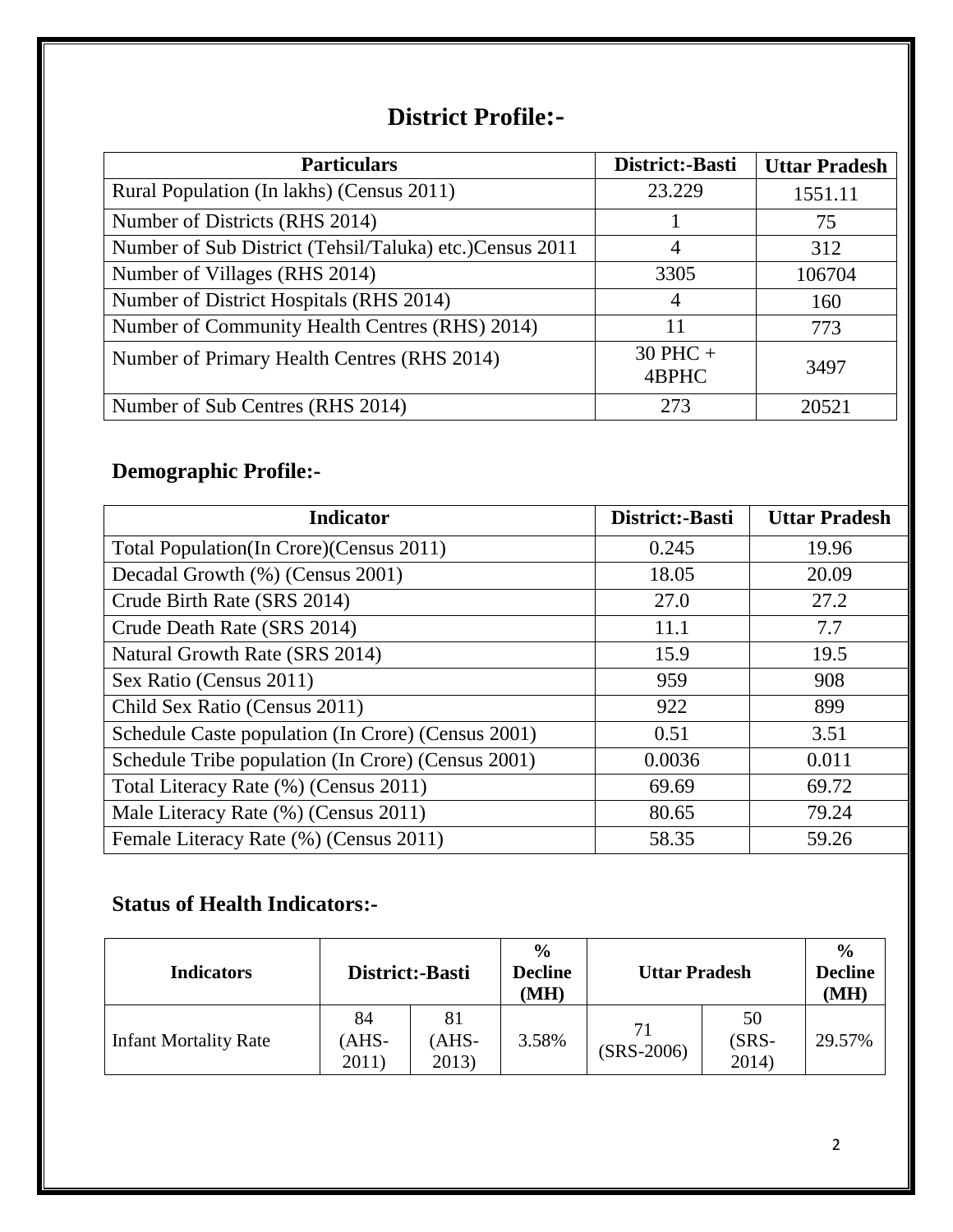# District Profile:-

| Particulars | District:-Basti | Uttar Pradesh |
|---|---|---|
| Rural Population (In lakhs) (Census 2011) | 23.229 | 1551.11 |
| Number of Districts (RHS 2014) | 1 | 75 |
| Number of Sub District (Tehsil/Taluka) etc.)Census 2011 | 4 | 312 |
| Number of Villages (RHS 2014) | 3305 | 106704 |
| Number of District Hospitals (RHS 2014) | 4 | 160 |
| Number of Community Health Centres (RHS) 2014) | 11 | 773 |
| Number of Primary Health Centres (RHS 2014) | 30 PHC + 4BPHC | 3497 |
| Number of Sub Centres (RHS 2014) | 273 | 20521 |

## Demographic Profile:-

| Indicator | District:-Basti | Uttar Pradesh |
|---|---|---|
| Total Population(In Crore)(Census 2011) | 0.245 | 19.96 |
| Decadal Growth (%) (Census 2001) | 18.05 | 20.09 |
| Crude Birth Rate (SRS 2014) | 27.0 | 27.2 |
| Crude Death Rate (SRS 2014) | 11.1 | 7.7 |
| Natural Growth Rate (SRS 2014) | 15.9 | 19.5 |
| Sex Ratio (Census 2011) | 959 | 908 |
| Child Sex Ratio (Census 2011) | 922 | 899 |
| Schedule Caste population (In Crore) (Census 2001) | 0.51 | 3.51 |
| Schedule Tribe population (In Crore) (Census 2001) | 0.0036 | 0.011 |
| Total Literacy Rate (%) (Census 2011) | 69.69 | 69.72 |
| Male Literacy Rate (%) (Census 2011) | 80.65 | 79.24 |
| Female Literacy Rate (%) (Census 2011) | 58.35 | 59.26 |

## Status of Health Indicators:-

| Indicators | District:-Basti | | % Decline (MH) | Uttar Pradesh | | % Decline (MH) |
|---|---|---|---|---|---|---|
| Infant Mortality Rate | 84 (AHS-2011) | 81 (AHS-2013) | 3.58% | 71 (SRS-2006) | 50 (SRS-2014) | 29.57% |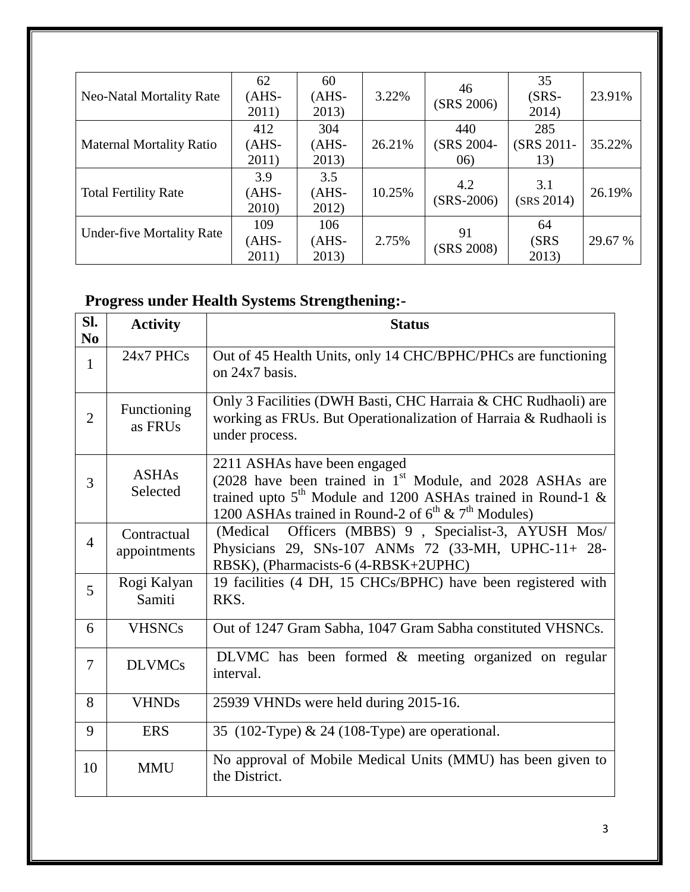| Neo-Natal Mortality Rate | 62 (AHS-2011) | 60 (AHS-2013) | 3.22% | 46 (SRS 2006) | 35 (SRS-2014) | 23.91% |
|---|---|---|---|---|---|---|
| Maternal Mortality Ratio | 412 (AHS-2011) | 304 (AHS-2013) | 26.21% | 440 (SRS 2004-06) | 285 (SRS 2011-13) | 35.22% |
| Total Fertility Rate | 3.9 (AHS-2010) | 3.5 (AHS-2012) | 10.25% | 4.2 (SRS-2006) | 3.1 (SRS 2014) | 26.19% |
| Under-five Mortality Rate | 109 (AHS-2011) | 106 (AHS-2013) | 2.75% | 91 (SRS 2008) | 64 (SRS 2013) | 29.67 % |

## Progress under Health Systems Strengthening:-

| Sl. No | Activity | Status |
|---|---|---|
| 1 | 24x7 PHCs | Out of 45 Health Units, only 14 CHC/BPHC/PHCs are functioning on 24x7 basis. |
| 2 | Functioning as FRUs | Only 3 Facilities (DWH Basti, CHC Harraia & CHC Rudhaoli) are working as FRUs. But Operationalization of Harraia & Rudhaoli is under process. |
| 3 | ASHAs Selected | 2211 ASHAs have been engaged (2028 have been trained in 1st Module, and 2028 ASHAs are trained upto 5th Module and 1200 ASHAs trained in Round-1 & 1200 ASHAs trained in Round-2 of 6th & 7th Modules) |
| 4 | Contractual appointments | (Medical Officers (MBBS) 9 , Specialist-3, AYUSH Mos/ Physicians 29, SNs-107 ANMs 72 (33-MH, UPHC-11+ 28-RBSK), (Pharmacists-6 (4-RBSK+2UPHC) |
| 5 | Rogi Kalyan Samiti | 19 facilities (4 DH, 15 CHCs/BPHC) have been registered with RKS. |
| 6 | VHSNCs | Out of 1247 Gram Sabha, 1047 Gram Sabha constituted VHSNCs. |
| 7 | DLVMCs | DLVMC has been formed & meeting organized on regular interval. |
| 8 | VHNDs | 25939 VHNDs were held during 2015-16. |
| 9 | ERS | 35 (102-Type) & 24 (108-Type) are operational. |
| 10 | MMU | No approval of Mobile Medical Units (MMU) has been given to the District. |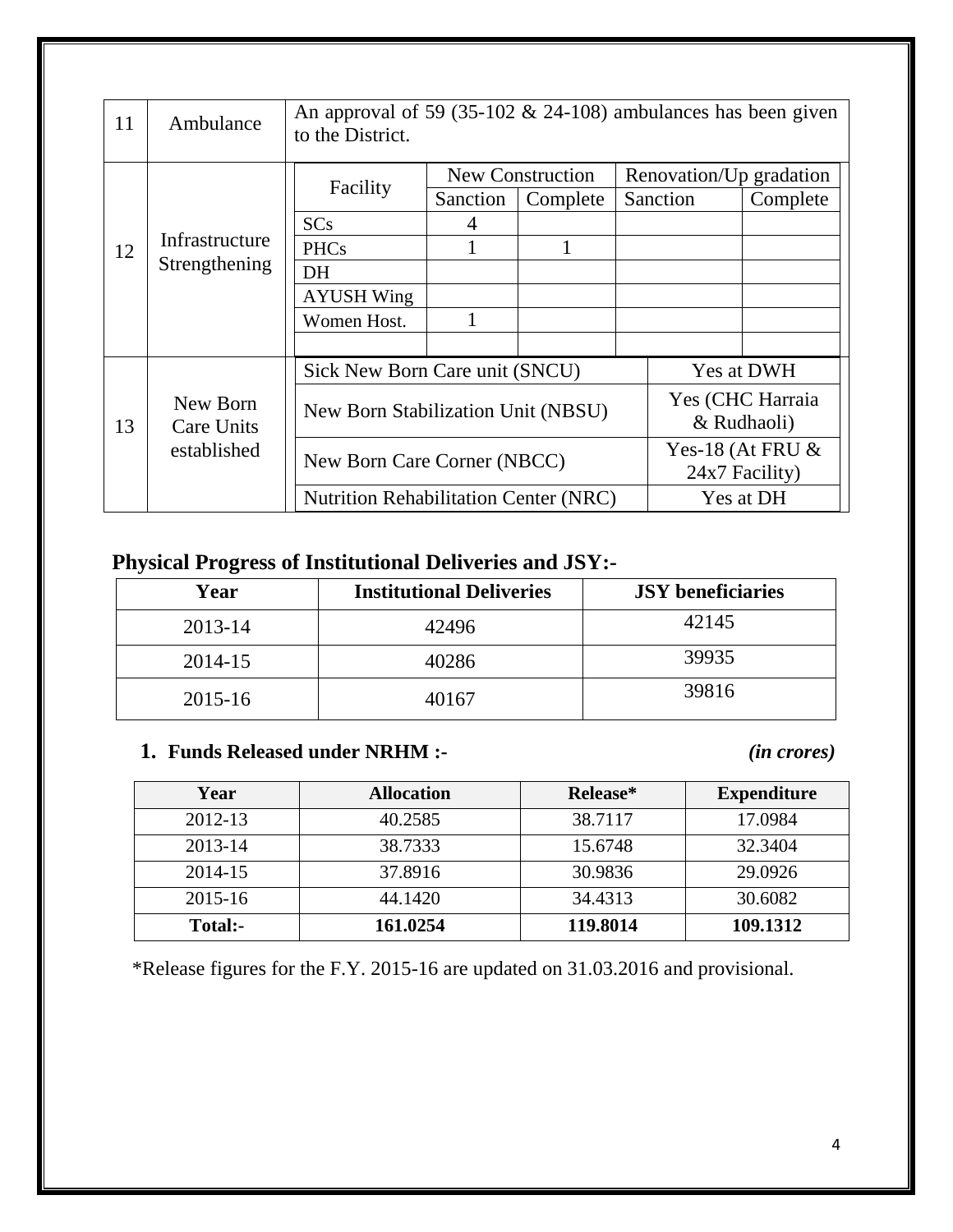| 11 | Ambulance | An approval of 59 (35-102 & 24-108) ambulances has been given to the District. | | | | |
|---|---|---|---|---|---|---|
| 12 | Infrastructure Strengthening | Facility | New Construction | | Renovation/Up gradation | |
| | | | Sanction | Complete | Sanction | Complete |
| | | SCs | 4 | | | |
| | | PHCs | 1 | 1 | | |
| | | DH | | | | |
| | | AYUSH Wing | | | | |
| | | Women Host. | 1 | | | |
| | | | | | | |
| 13 | New Born Care Units established | Sick New Born Care unit (SNCU) | | | Yes at DWH | |
| | | New Born Stabilization Unit (NBSU) | | | Yes (CHC Harraia & Rudhaoli) | |
| | | New Born Care Corner (NBCC) | | | Yes-18 (At FRU & 24x7 Facility) | |
| | | Nutrition Rehabilitation Center (NRC) | | | Yes at DH | |

## Physical Progress of Institutional Deliveries and JSY:-

| Year | Institutional Deliveries | JSY beneficiaries |
|---|---|---|
| 2013-14 | 42496 | 42145 |
| 2014-15 | 40286 | 39935 |
| 2015-16 | 40167 | 39816 |

### 1. Funds Released under NRHM :- *(in crores)*

| Year | Allocation | Release* | Expenditure |
|---|---|---|---|
| 2012-13 | 40.2585 | 38.7117 | 17.0984 |
| 2013-14 | 38.7333 | 15.6748 | 32.3404 |
| 2014-15 | 37.8916 | 30.9836 | 29.0926 |
| 2015-16 | 44.1420 | 34.4313 | 30.6082 |
| **Total:-** | **161.0254** | **119.8014** | **109.1312** |

*Release figures for the F.Y. 2015-16 are updated on 31.03.2016 and provisional.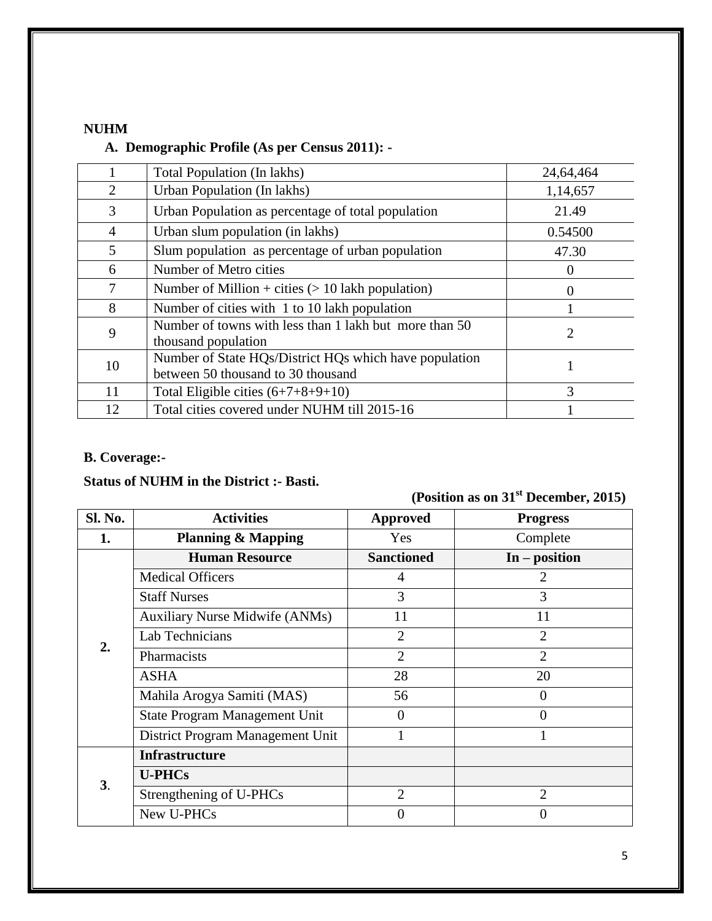**NUHM**

**A. Demographic Profile (As per Census 2011): -**

| | | |
|---|---|---|
| 1 | Total Population (In lakhs) | 24,64,464 |
| 2 | Urban Population (In lakhs) | 1,14,657 |
| 3 | Urban Population as percentage of total population | 21.49 |
| 4 | Urban slum population (in lakhs) | 0.54500 |
| 5 | Slum population as percentage of urban population | 47.30 |
| 6 | Number of Metro cities | 0 |
| 7 | Number of Million + cities (> 10 lakh population) | 0 |
| 8 | Number of cities with 1 to 10 lakh population | 1 |
| 9 | Number of towns with less than 1 lakh but more than 50 thousand population | 2 |
| 10 | Number of State HQs/District HQs which have population between 50 thousand to 30 thousand | 1 |
| 11 | Total Eligible cities (6+7+8+9+10) | 3 |
| 12 | Total cities covered under NUHM till 2015-16 | 1 |

**B. Coverage:-**

**Status of NUHM in the District :- Basti.**

**(Position as on 31st December, 2015)**

| Sl. No. | Activities | Approved | Progress |
|---|---|---|---|
| **1.** | **Planning & Mapping** | Yes | Complete |
| **2.** | **Human Resource** | **Sanctioned** | **In – position** |
| | Medical Officers | 4 | 2 |
| | Staff Nurses | 3 | 3 |
| | Auxiliary Nurse Midwife (ANMs) | 11 | 11 |
| | Lab Technicians | 2 | 2 |
| | Pharmacists | 2 | 2 |
| | ASHA | 28 | 20 |
| | Mahila Arogya Samiti (MAS) | 56 | 0 |
| | State Program Management Unit | 0 | 0 |
| | District Program Management Unit | 1 | 1 |
| **3.** | **Infrastructure** | | |
| | **U-PHCs** | | |
| | Strengthening of U-PHCs | 2 | 2 |
| | New U-PHCs | 0 | 0 |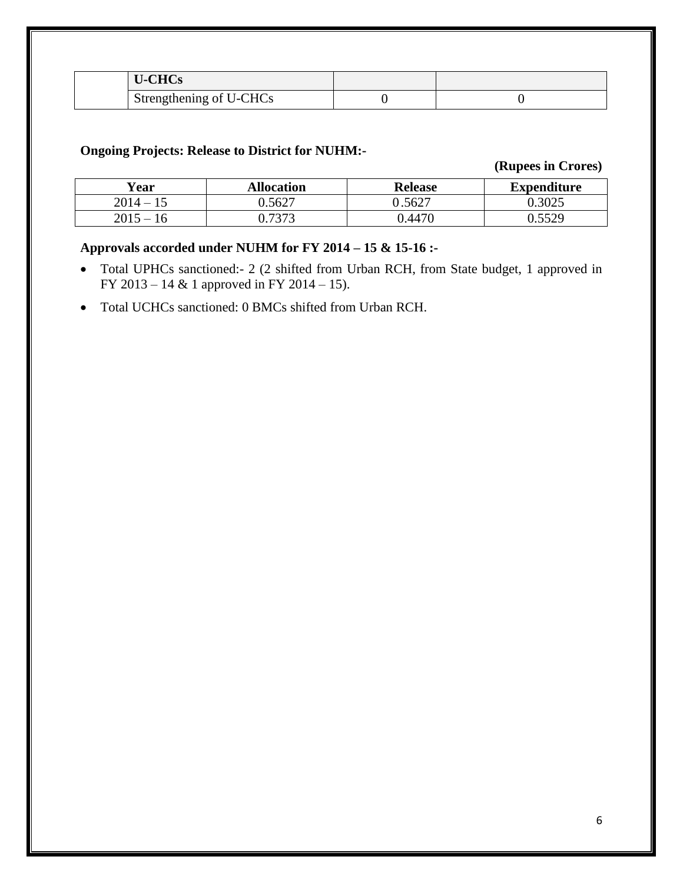| | | | |
|---|---|---|---|
| | **U-CHCs** | | |
| | Strengthening of U-CHCs | 0 | 0 |

**Ongoing Projects: Release to District for NUHM:-**

**(Rupees in Crores)**

| Year | Allocation | Release | Expenditure |
|---|---|---|---|
| 2014 – 15 | 0.5627 | 0 .5627 | 0.3025 |
| 2015 – 16 | 0.7373 | 0.4470 | 0.5529 |

**Approvals accorded under NUHM for FY 2014 – 15 & 15-16 :-**

- Total UPHCs sanctioned:- 2 (2 shifted from Urban RCH, from State budget, 1 approved in FY 2013 – 14 & 1 approved in FY 2014 – 15).
- Total UCHCs sanctioned: 0 BMCs shifted from Urban RCH.